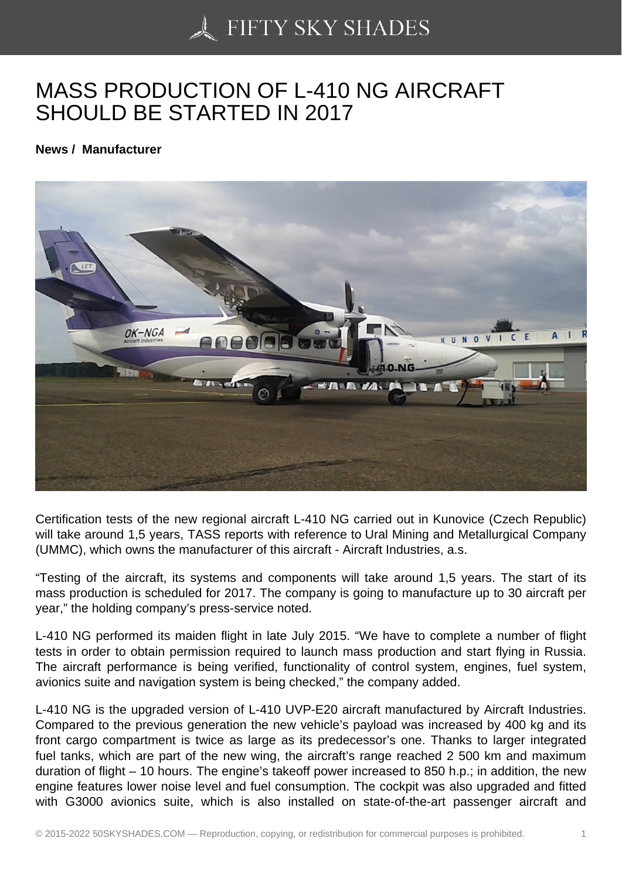# MASS PRODUCTION OF L-410 NG AIRCRAFT SHOULD BE STARTED IN 2017

**News / Manufacturer**

Certification tests of the new regional aircraft L-410 NG carried out in Kunovice (Czech Republic) will take around 1,5 years, TASS reports with reference to Ural Mining and Metallurgical Company (UMMC), which owns the manufacturer of this aircraft - Aircraft Industries, a.s.

“Testing of the aircraft, its systems and components will take around 1,5 years. The start of its mass production is scheduled for 2017. The company is going to manufacture up to 30 aircraft per year,” the holding company’s press-service noted.

L-410 NG performed its maiden flight in late July 2015. “We have to complete a number of flight tests in order to obtain permission required to launch mass production and start flying in Russia. The aircraft performance is being verified, functionality of control system, engines, fuel system, avionics suite and navigation system is being checked,” the company added.

L-410 NG is the upgraded version of L-410 UVP-E20 aircraft manufactured by Aircraft Industries. Compared to the previous generation the new vehicle’s payload was increased by 400 kg and its front cargo compartment is twice as large as its predecessor’s one. Thanks to larger integrated fuel tanks, which are part of the new wing, the aircraft’s range reached 2 500 km and maximum duration of flight – 10 hours. The engine’s takeoff power increased to 850 h.p.; in addition, the new engine features lower noise level and fuel consumption. The cockpit was also upgraded and fitted with G3000 avionics suite, which is also installed on state-of-the-art passenger aircraft and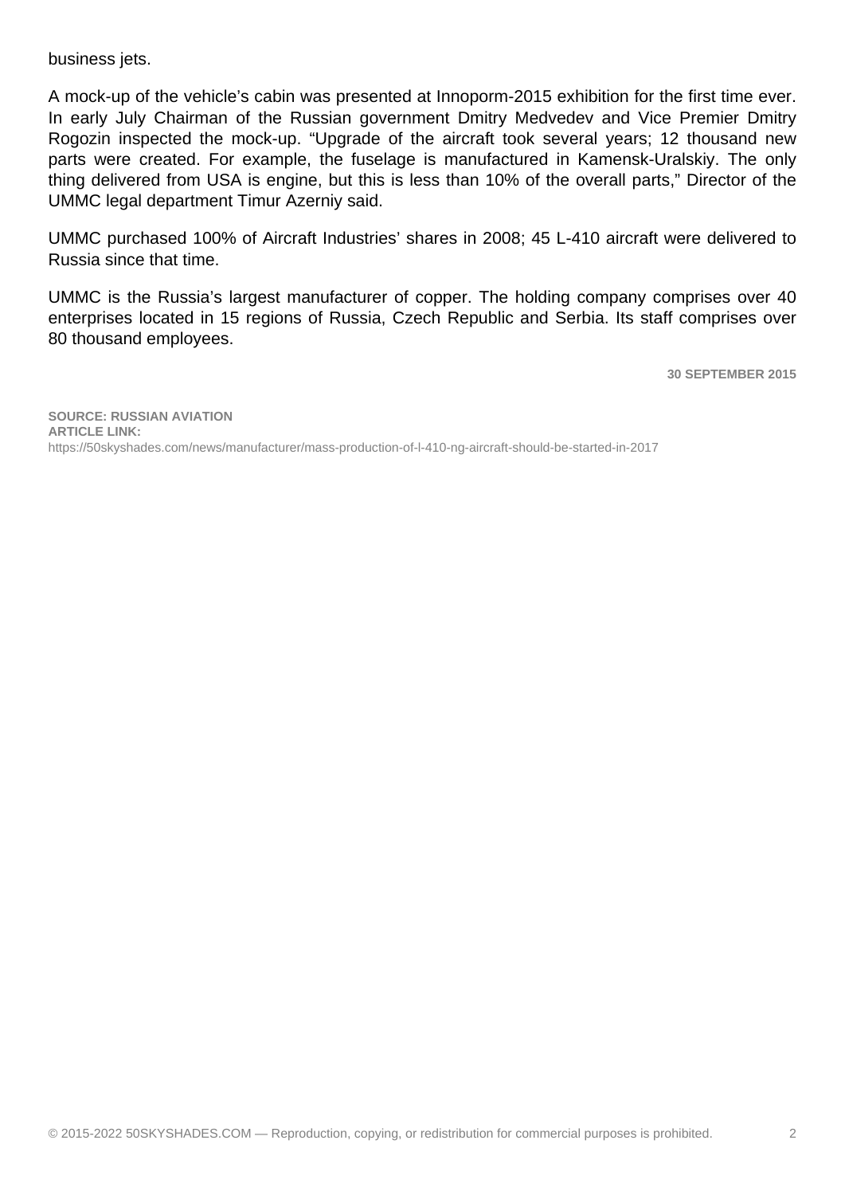business jets.

A mock-up of the vehicle's cabin was presented at Innoporm-2015 exhibition for the first time ever. In early July Chairman of the Russian government Dmitry Medvedev and Vice Premier Dmitry Rogozin inspected the mock-up. "Upgrade of the aircraft took several years; 12 thousand new parts were created. For example, the fuselage is manufactured in Kamensk-Uralskiy. The only thing delivered from USA is engine, but this is less than 10% of the overall parts," Director of the UMMC legal department Timur Azerniy said.

UMMC purchased 100% of Aircraft Industries' shares in 2008; 45 L-410 aircraft were delivered to Russia since that time.

UMMC is the Russia's largest manufacturer of copper. The holding company comprises over 40 enterprises located in 15 regions of Russia, Czech Republic and Serbia. Its staff comprises over 80 thousand employees.

**30 SEPTEMBER 2015**

**SOURCE: RUSSIAN AVIATION**
**ARTICLE LINK:**
https://50skyshades.com/news/manufacturer/mass-production-of-l-410-ng-aircraft-should-be-started-in-2017